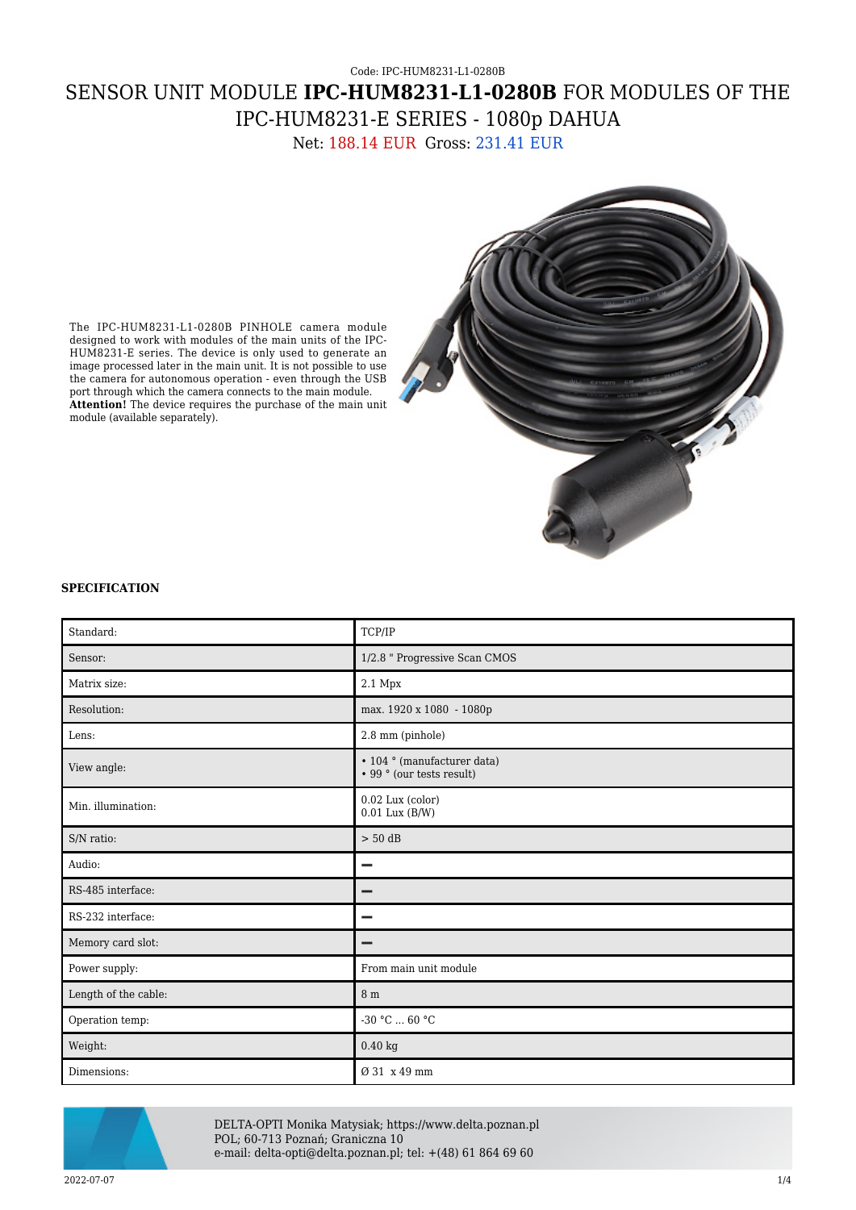Code: IPC-HUM8231-L1-0280B

# SENSOR UNIT MODULE **IPC-HUM8231-L1-0280B** FOR MODULES OF THE IPC-HUM8231-E SERIES - 1080p DAHUA

Net: 188.14 EUR Gross: 231.41 EUR

The IPC-HUM8231-L1-0280B PINHOLE camera module designed to work with modules of the main units of the IPC-HUM8231-E series. The device is only used to generate an image processed later in the main unit. It is not possible to use the camera for autonomous operation - even through the USB port through which the camera connects to the main module.
**Attention!** The device requires the purchase of the main unit module (available separately).

**SPECIFICATION**

| | |
|---|---|
| Standard: | TCP/IP |
| Sensor: | 1/2.8 " Progressive Scan CMOS |
| Matrix size: | 2.1 Mpx |
| Resolution: | max. 1920 x 1080 - 1080p |
| Lens: | 2.8 mm (pinhole) |
| View angle: | • 104 ° (manufacturer data)<br>• 99 ° (our tests result) |
| Min. illumination: | 0.02 Lux (color)<br>0.01 Lux (B/W) |
| S/N ratio: | > 50 dB |
| Audio: | – |
| RS-485 interface: | – |
| RS-232 interface: | – |
| Memory card slot: | – |
| Power supply: | From main unit module |
| Length of the cable: | 8 m |
| Operation temp: | -30 °C ... 60 °C |
| Weight: | 0.40 kg |
| Dimensions: | Ø 31 x 49 mm |

DELTA-OPTI Monika Matysiak; https://www.delta.poznan.pl
POL; 60-713 Poznań; Graniczna 10
e-mail: delta-opti@delta.poznan.pl; tel: +(48) 61 864 69 60

2022-07-07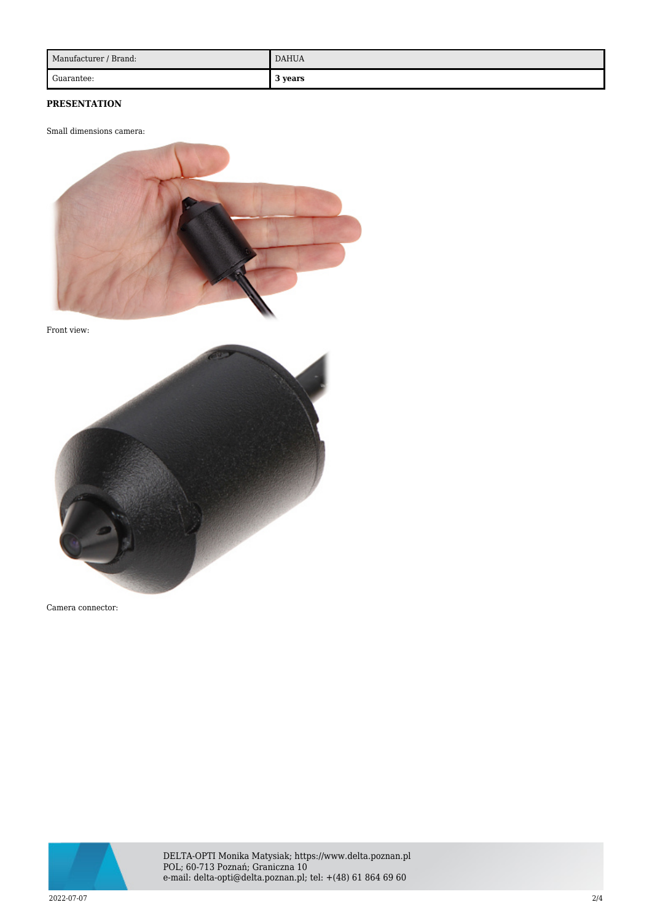| Manufacturer / Brand: | DAHUA |
| --- | --- |
| Guarantee: | **3 years** |

**PRESENTATION**

Small dimensions camera:

Front view:

Camera connector: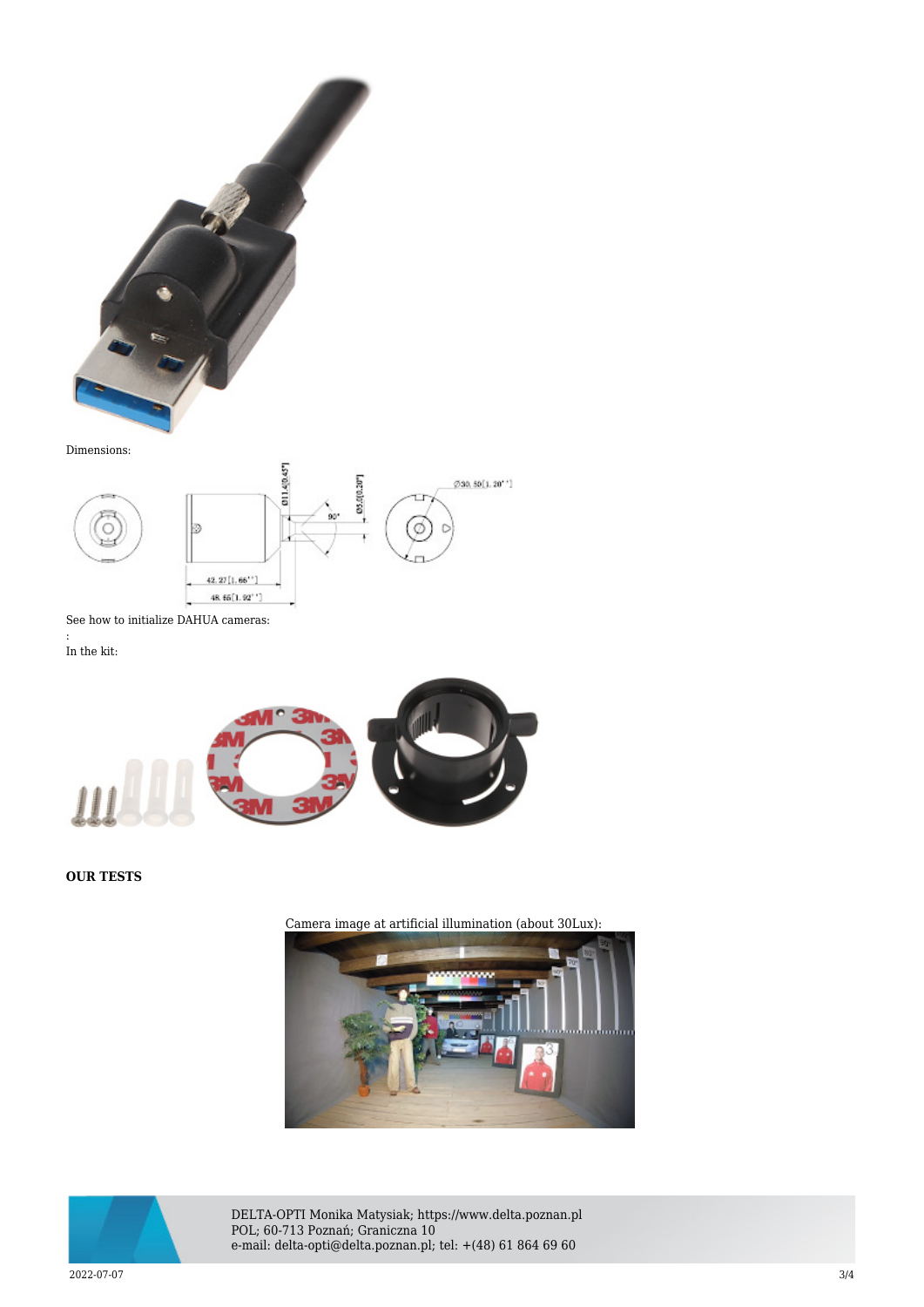Dimensions:

See how to initialize DAHUA cameras:

:

In the kit:

**OUR TESTS**

Camera image at artificial illumination (about 30Lux):

DELTA-OPTI Monika Matysiak; https://www.delta.poznan.pl
POL; 60-713 Poznań; Graniczna 10
e-mail: delta-opti@delta.poznan.pl; tel: +(48) 61 864 69 60

2022-07-07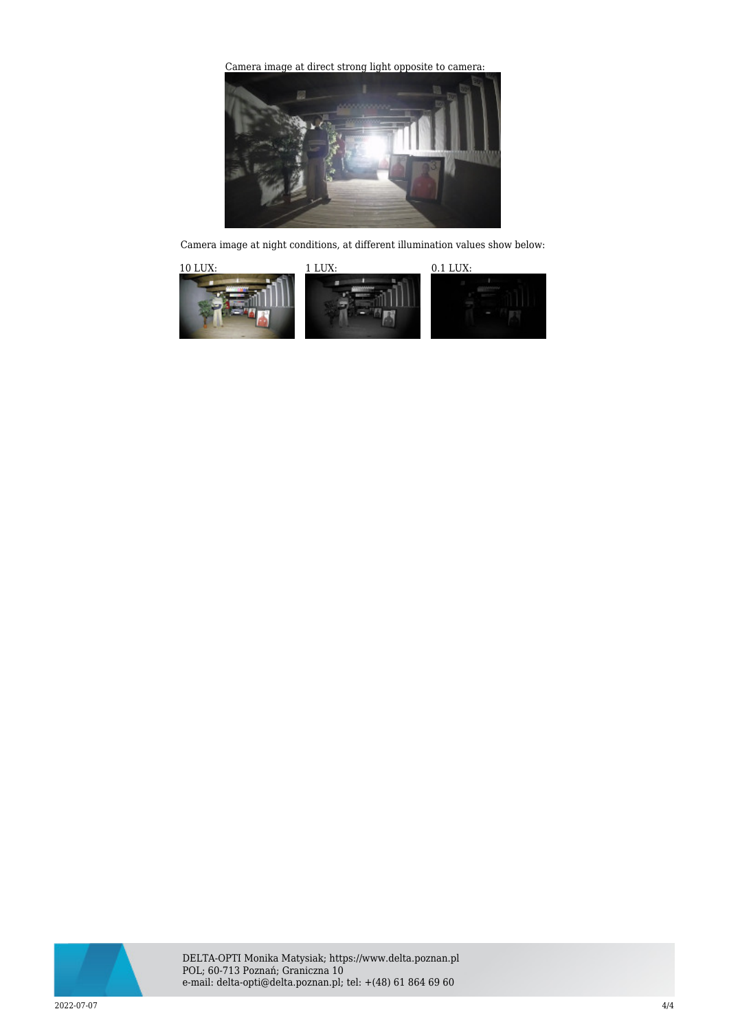Camera image at direct strong light opposite to camera:

Camera image at night conditions, at different illumination values show below:

10 LUX:

1 LUX:

0.1 LUX: